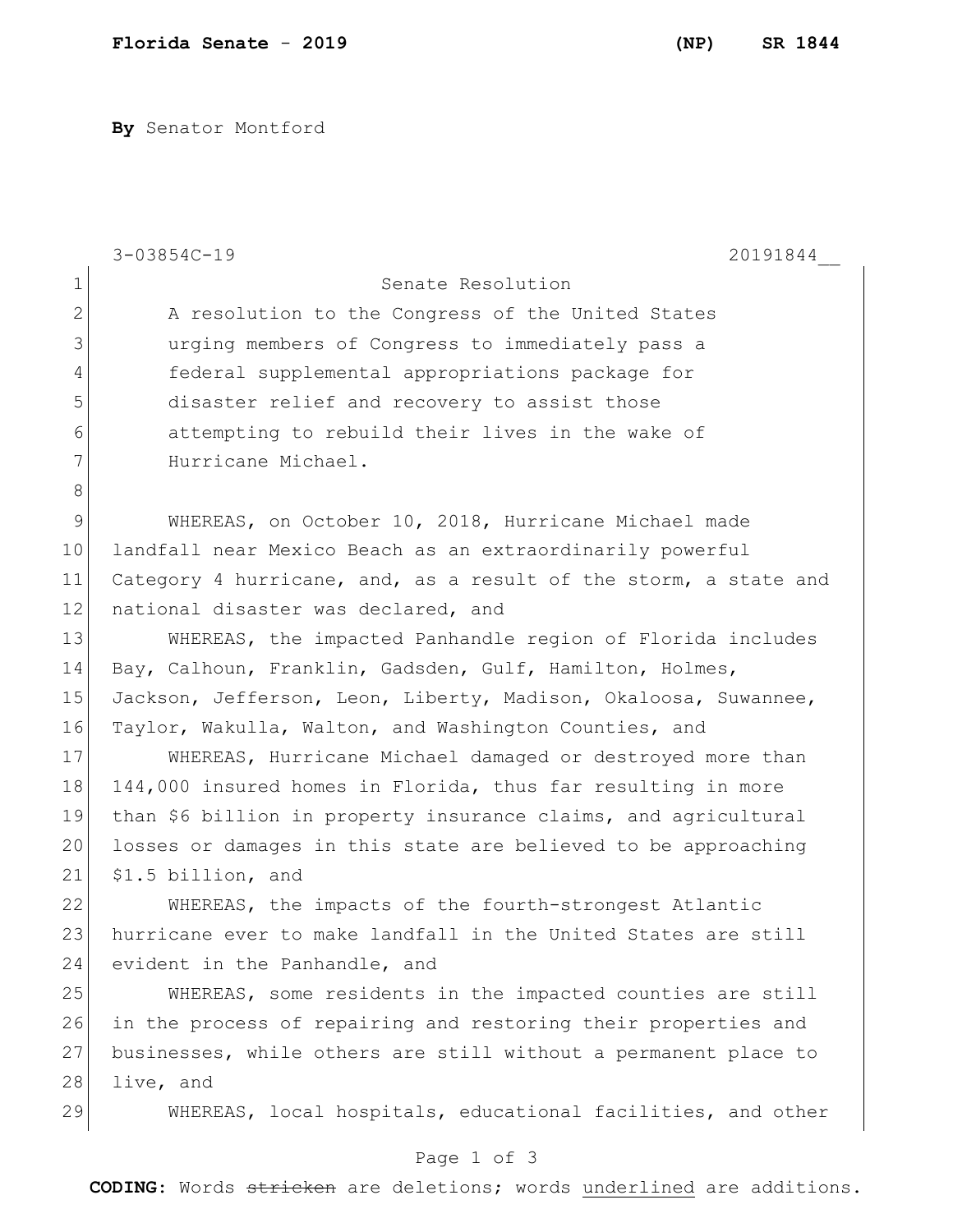By Senator Montford

3-03854C-19 20191844__

Senate Resolution

A resolution to the Congress of the United States urging members of Congress to immediately pass a federal supplemental appropriations package for disaster relief and recovery to assist those attempting to rebuild their lives in the wake of Hurricane Michael.

WHEREAS, on October 10, 2018, Hurricane Michael made landfall near Mexico Beach as an extraordinarily powerful Category 4 hurricane, and, as a result of the storm, a state and national disaster was declared, and

WHEREAS, the impacted Panhandle region of Florida includes Bay, Calhoun, Franklin, Gadsden, Gulf, Hamilton, Holmes, Jackson, Jefferson, Leon, Liberty, Madison, Okaloosa, Suwannee, Taylor, Wakulla, Walton, and Washington Counties, and

WHEREAS, Hurricane Michael damaged or destroyed more than 144,000 insured homes in Florida, thus far resulting in more than $6 billion in property insurance claims, and agricultural losses or damages in this state are believed to be approaching $1.5 billion, and

WHEREAS, the impacts of the fourth-strongest Atlantic hurricane ever to make landfall in the United States are still evident in the Panhandle, and

WHEREAS, some residents in the impacted counties are still in the process of repairing and restoring their properties and businesses, while others are still without a permanent place to live, and

WHEREAS, local hospitals, educational facilities, and other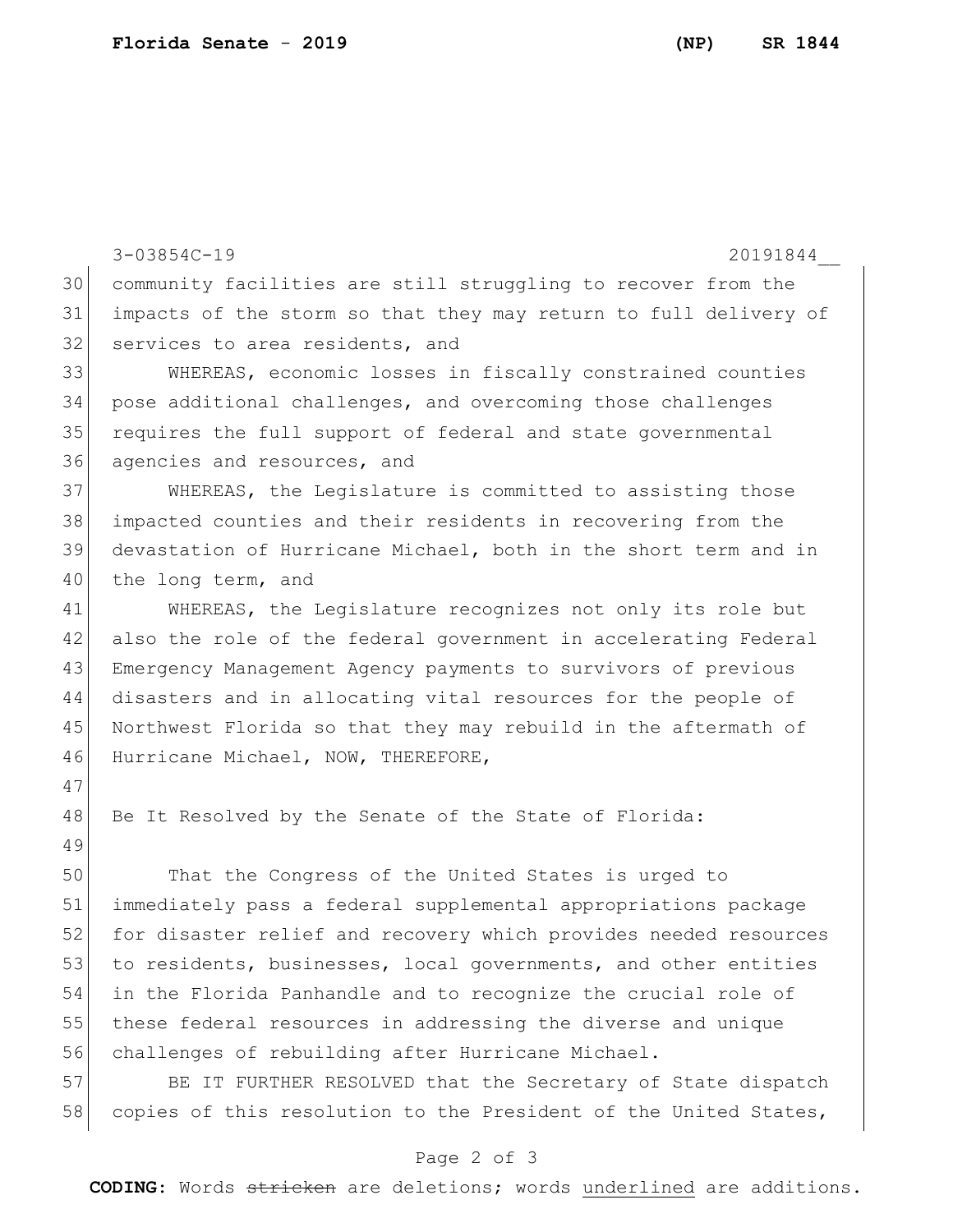community facilities are still struggling to recover from the impacts of the storm so that they may return to full delivery of services to area residents, and

WHEREAS, economic losses in fiscally constrained counties pose additional challenges, and overcoming those challenges requires the full support of federal and state governmental agencies and resources, and

WHEREAS, the Legislature is committed to assisting those impacted counties and their residents in recovering from the devastation of Hurricane Michael, both in the short term and in the long term, and

WHEREAS, the Legislature recognizes not only its role but also the role of the federal government in accelerating Federal Emergency Management Agency payments to survivors of previous disasters and in allocating vital resources for the people of Northwest Florida so that they may rebuild in the aftermath of Hurricane Michael, NOW, THEREFORE,

Be It Resolved by the Senate of the State of Florida:

That the Congress of the United States is urged to immediately pass a federal supplemental appropriations package for disaster relief and recovery which provides needed resources to residents, businesses, local governments, and other entities in the Florida Panhandle and to recognize the crucial role of these federal resources in addressing the diverse and unique challenges of rebuilding after Hurricane Michael.

BE IT FURTHER RESOLVED that the Secretary of State dispatch copies of this resolution to the President of the United States,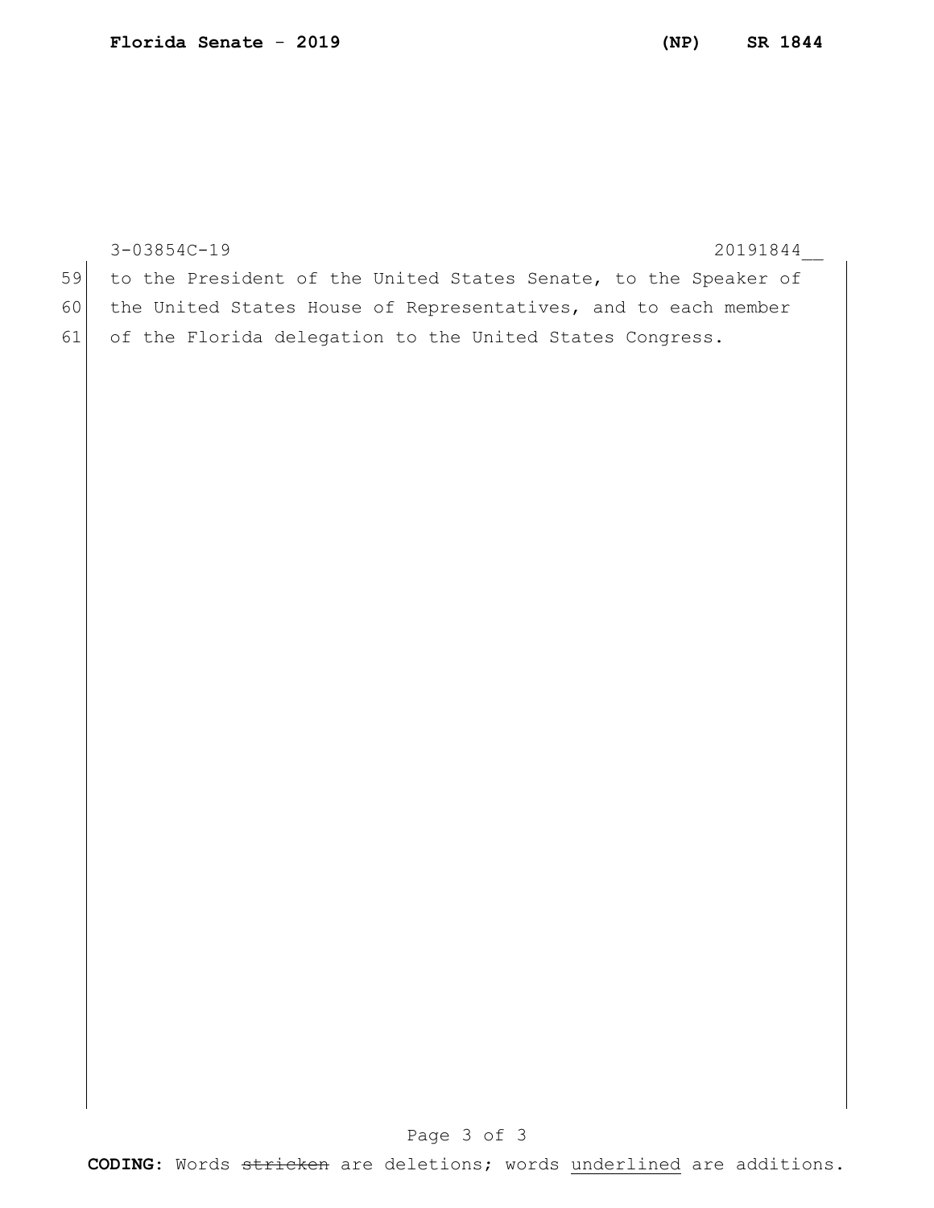to the President of the United States Senate, to the Speaker of the United States House of Representatives, and to each member of the Florida delegation to the United States Congress.